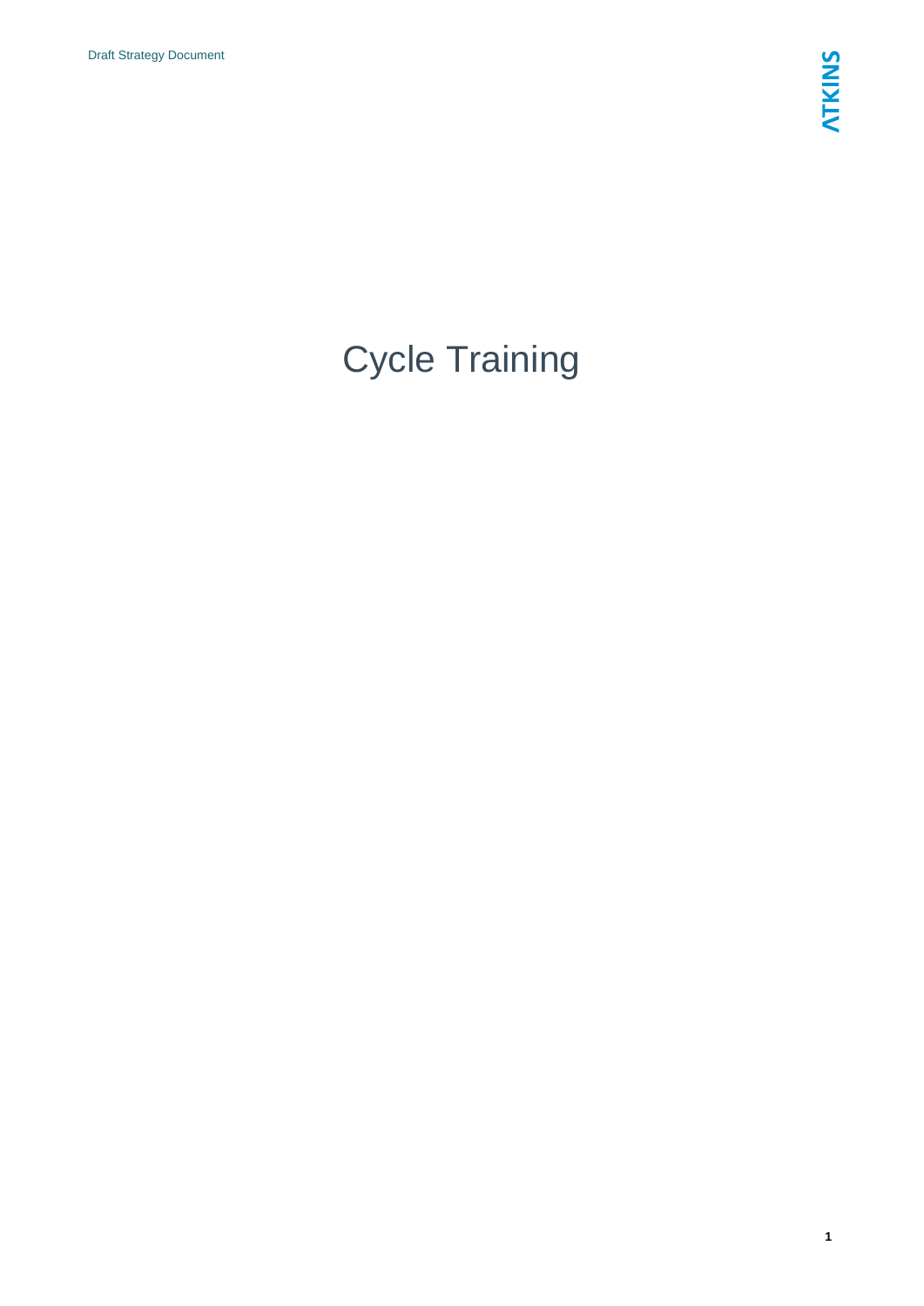# Cycle Training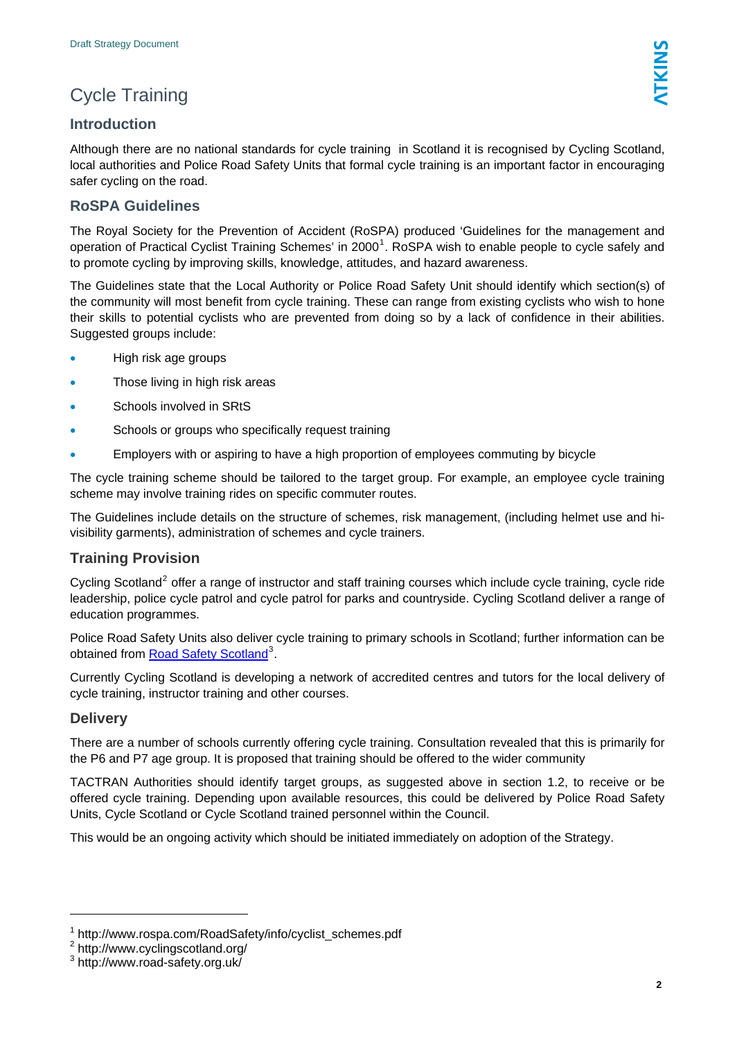# Cycle Training

## Introduction

Although there are no national standards for cycle training in Scotland it is recognised by Cycling Scotland, local authorities and Police Road Safety Units that formal cycle training is an important factor in encouraging safer cycling on the road.

## RoSPA Guidelines

The Royal Society for the Prevention of Accident (RoSPA) produced 'Guidelines for the management and operation of Practical Cyclist Training Schemes' in 2000[1]. RoSPA wish to enable people to cycle safely and to promote cycling by improving skills, knowledge, attitudes, and hazard awareness.

The Guidelines state that the Local Authority or Police Road Safety Unit should identify which section(s) of the community will most benefit from cycle training. These can range from existing cyclists who wish to hone their skills to potential cyclists who are prevented from doing so by a lack of confidence in their abilities. Suggested groups include:

- High risk age groups
- Those living in high risk areas
- Schools involved in SRtS
- Schools or groups who specifically request training
- Employers with or aspiring to have a high proportion of employees commuting by bicycle

The cycle training scheme should be tailored to the target group. For example, an employee cycle training scheme may involve training rides on specific commuter routes.

The Guidelines include details on the structure of schemes, risk management, (including helmet use and hi-visibility garments), administration of schemes and cycle trainers.

## Training Provision

Cycling Scotland[2] offer a range of instructor and staff training courses which include cycle training, cycle ride leadership, police cycle patrol and cycle patrol for parks and countryside. Cycling Scotland deliver a range of education programmes.

Police Road Safety Units also deliver cycle training to primary schools in Scotland; further information can be obtained from Road Safety Scotland[3].

Currently Cycling Scotland is developing a network of accredited centres and tutors for the local delivery of cycle training, instructor training and other courses.

## Delivery

There are a number of schools currently offering cycle training. Consultation revealed that this is primarily for the P6 and P7 age group. It is proposed that training should be offered to the wider community

TACTRAN Authorities should identify target groups, as suggested above in section 1.2, to receive or be offered cycle training. Depending upon available resources, this could be delivered by Police Road Safety Units, Cycle Scotland or Cycle Scotland trained personnel within the Council.

This would be an ongoing activity which should be initiated immediately on adoption of the Strategy.

---

[1] http://www.rospa.com/RoadSafety/info/cyclist_schemes.pdf
[2] http://www.cyclingscotland.org/
[3] http://www.road-safety.org.uk/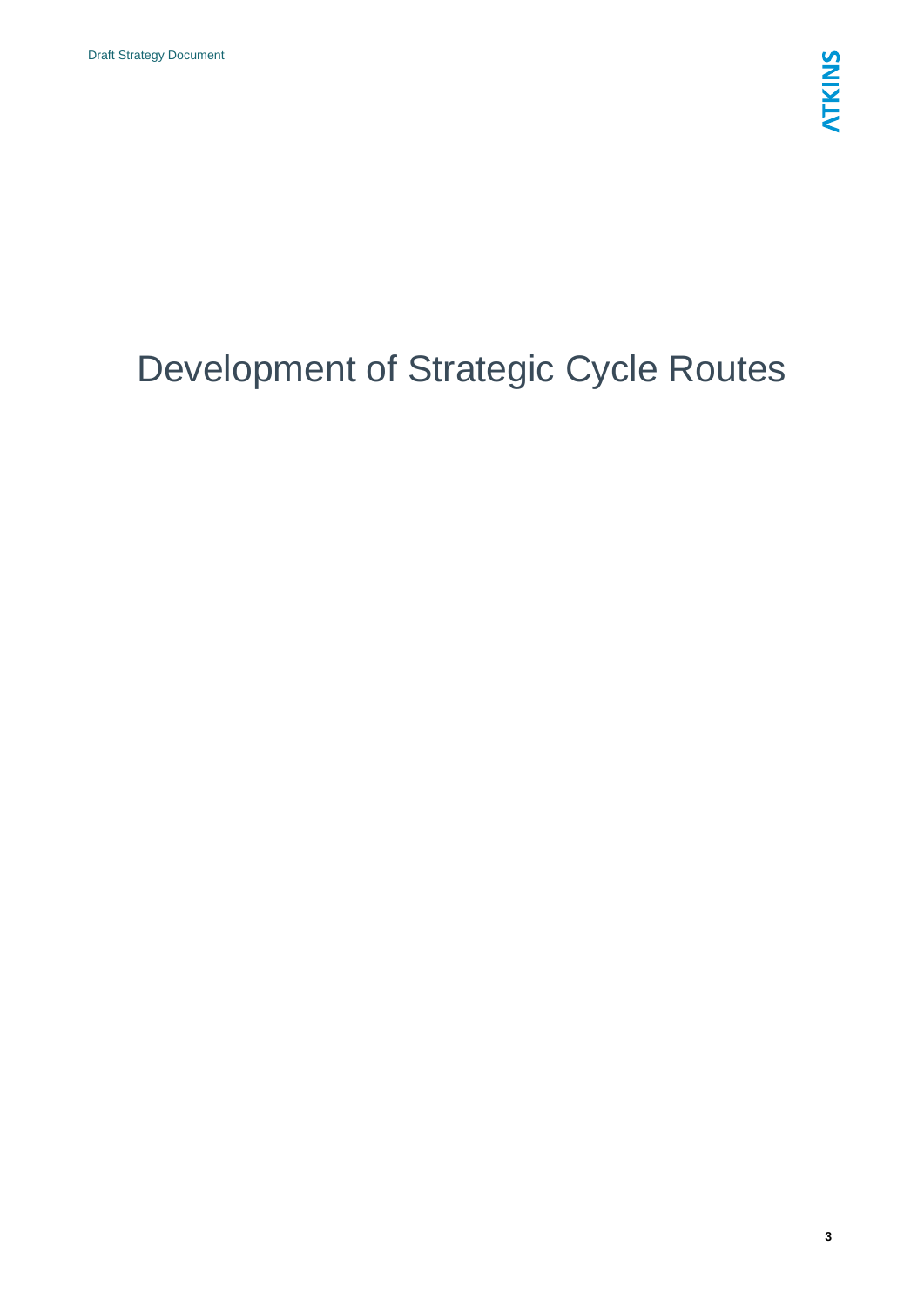# Development of Strategic Cycle Routes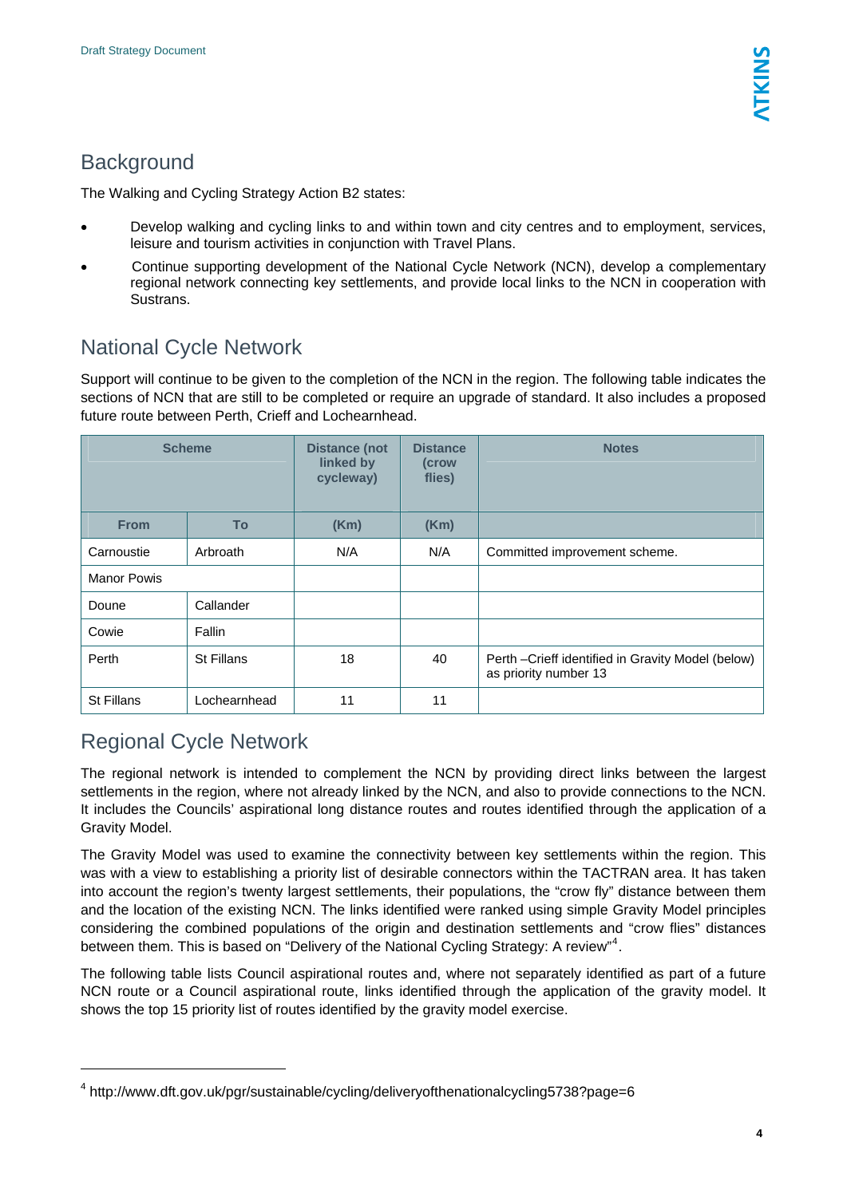## Background

The Walking and Cycling Strategy Action B2 states:

- Develop walking and cycling links to and within town and city centres and to employment, services, leisure and tourism activities in conjunction with Travel Plans.
- Continue supporting development of the National Cycle Network (NCN), develop a complementary regional network connecting key settlements, and provide local links to the NCN in cooperation with Sustrans.

## National Cycle Network

Support will continue to be given to the completion of the NCN in the region. The following table indicates the sections of NCN that are still to be completed or require an upgrade of standard. It also includes a proposed future route between Perth, Crieff and Lochearnhead.

| Scheme | | Distance (not linked by cycleway) | Distance (crow flies) | Notes |
|---|---|---|---|---|
| From | To | (Km) | (Km) | |
| Carnoustie | Arbroath | N/A | N/A | Committed improvement scheme. |
| Manor Powis | | | | |
| Doune | Callander | | | |
| Cowie | Fallin | | | |
| Perth | St Fillans | 18 | 40 | Perth –Crieff identified in Gravity Model (below) as priority number 13 |
| St Fillans | Lochearnhead | 11 | 11 | |

## Regional Cycle Network

The regional network is intended to complement the NCN by providing direct links between the largest settlements in the region, where not already linked by the NCN, and also to provide connections to the NCN. It includes the Councils' aspirational long distance routes and routes identified through the application of a Gravity Model.

The Gravity Model was used to examine the connectivity between key settlements within the region. This was with a view to establishing a priority list of desirable connectors within the TACTRAN area. It has taken into account the region's twenty largest settlements, their populations, the "crow fly" distance between them and the location of the existing NCN. The links identified were ranked using simple Gravity Model principles considering the combined populations of the origin and destination settlements and "crow flies" distances between them. This is based on "Delivery of the National Cycling Strategy: A review"[4].

The following table lists Council aspirational routes and, where not separately identified as part of a future NCN route or a Council aspirational route, links identified through the application of the gravity model. It shows the top 15 priority list of routes identified by the gravity model exercise.

[4] http://www.dft.gov.uk/pgr/sustainable/cycling/deliveryofthenationalcycling5738?page=6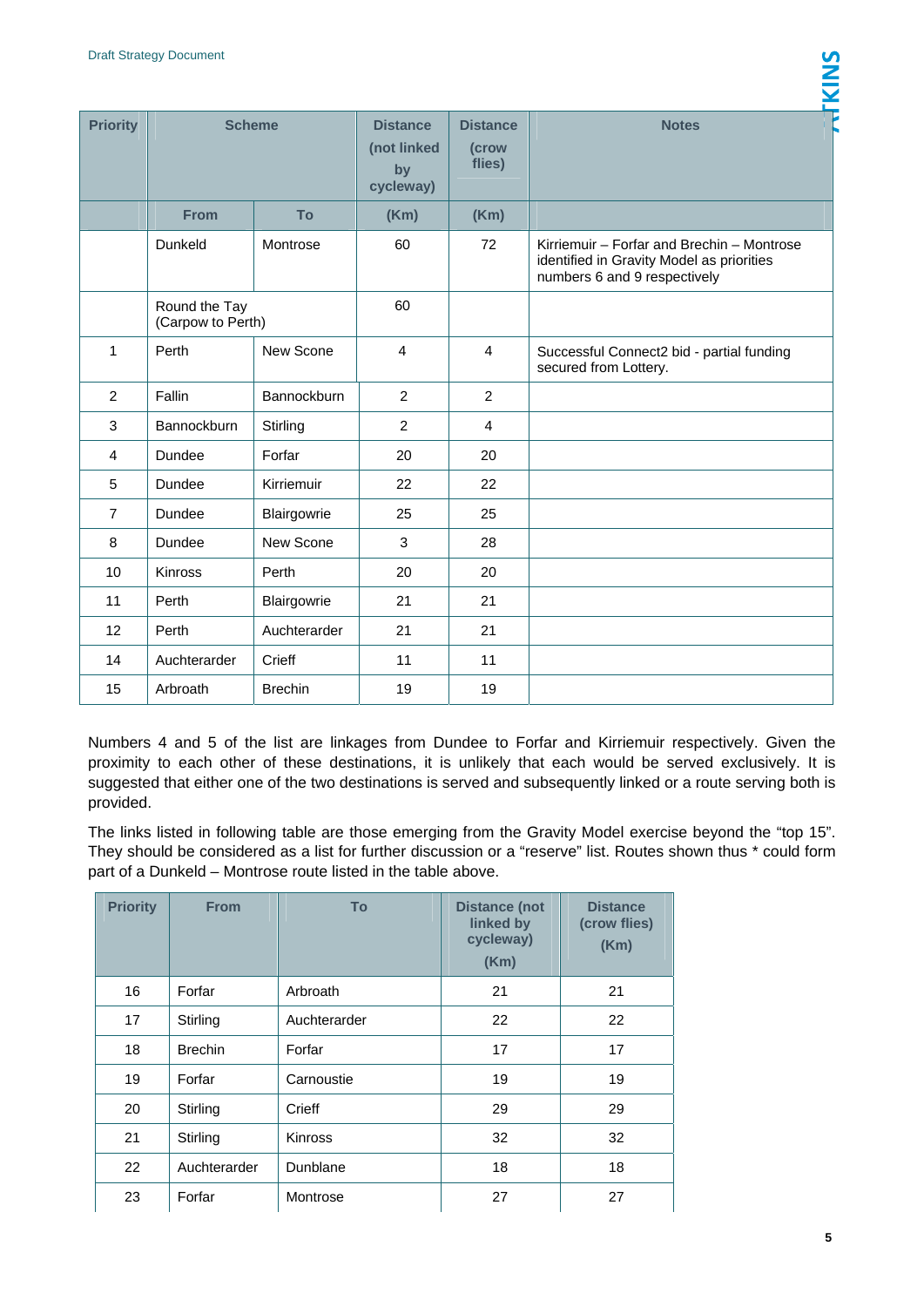| Priority | Scheme | | Distance (not linked by cycleway) | Distance (crow flies) | Notes |
|---|---|---|---|---|---|
| | From | To | (Km) | (Km) | |
| | Dunkeld | Montrose | 60 | 72 | Kirriemuir – Forfar and Brechin – Montrose identified in Gravity Model as priorities numbers 6 and 9 respectively |
| | Round the Tay (Carpow to Perth) | | 60 | | |
| 1 | Perth | New Scone | 4 | 4 | Successful Connect2 bid - partial funding secured from Lottery. |
| 2 | Fallin | Bannockburn | 2 | 2 | |
| 3 | Bannockburn | Stirling | 2 | 4 | |
| 4 | Dundee | Forfar | 20 | 20 | |
| 5 | Dundee | Kirriemuir | 22 | 22 | |
| 7 | Dundee | Blairgowrie | 25 | 25 | |
| 8 | Dundee | New Scone | 3 | 28 | |
| 10 | Kinross | Perth | 20 | 20 | |
| 11 | Perth | Blairgowrie | 21 | 21 | |
| 12 | Perth | Auchterarder | 21 | 21 | |
| 14 | Auchterarder | Crieff | 11 | 11 | |
| 15 | Arbroath | Brechin | 19 | 19 | |

Numbers 4 and 5 of the list are linkages from Dundee to Forfar and Kirriemuir respectively. Given the proximity to each other of these destinations, it is unlikely that each would be served exclusively. It is suggested that either one of the two destinations is served and subsequently linked or a route serving both is provided.

The links listed in following table are those emerging from the Gravity Model exercise beyond the "top 15". They should be considered as a list for further discussion or a "reserve" list. Routes shown thus * could form part of a Dunkeld – Montrose route listed in the table above.

| Priority | From | To | Distance (not linked by cycleway) (Km) | Distance (crow flies) (Km) |
|---|---|---|---|---|
| 16 | Forfar | Arbroath | 21 | 21 |
| 17 | Stirling | Auchterarder | 22 | 22 |
| 18 | Brechin | Forfar | 17 | 17 |
| 19 | Forfar | Carnoustie | 19 | 19 |
| 20 | Stirling | Crieff | 29 | 29 |
| 21 | Stirling | Kinross | 32 | 32 |
| 22 | Auchterarder | Dunblane | 18 | 18 |
| 23 | Forfar | Montrose | 27 | 27 |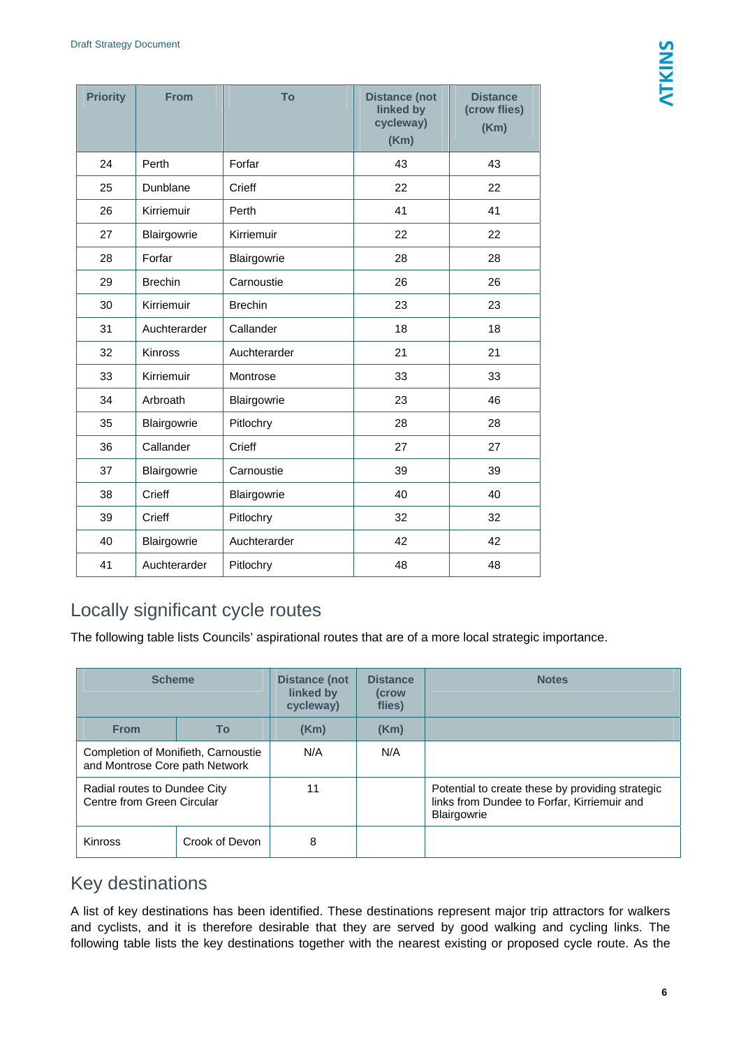| Priority | From | To | Distance (not linked by cycleway) (Km) | Distance (crow flies) (Km) |
|---|---|---|---|---|
| 24 | Perth | Forfar | 43 | 43 |
| 25 | Dunblane | Crieff | 22 | 22 |
| 26 | Kirriemuir | Perth | 41 | 41 |
| 27 | Blairgowrie | Kirriemuir | 22 | 22 |
| 28 | Forfar | Blairgowrie | 28 | 28 |
| 29 | Brechin | Carnoustie | 26 | 26 |
| 30 | Kirriemuir | Brechin | 23 | 23 |
| 31 | Auchterarder | Callander | 18 | 18 |
| 32 | Kinross | Auchterarder | 21 | 21 |
| 33 | Kirriemuir | Montrose | 33 | 33 |
| 34 | Arbroath | Blairgowrie | 23 | 46 |
| 35 | Blairgowrie | Pitlochry | 28 | 28 |
| 36 | Callander | Crieff | 27 | 27 |
| 37 | Blairgowrie | Carnoustie | 39 | 39 |
| 38 | Crieff | Blairgowrie | 40 | 40 |
| 39 | Crieff | Pitlochry | 32 | 32 |
| 40 | Blairgowrie | Auchterarder | 42 | 42 |
| 41 | Auchterarder | Pitlochry | 48 | 48 |

## Locally significant cycle routes

The following table lists Councils' aspirational routes that are of a more local strategic importance.

| Scheme | | Distance (not linked by cycleway) | Distance (crow flies) | Notes |
|---|---|---|---|---|
| From | To | (Km) | (Km) | |
| Completion of Monifieth, Carnoustie and Montrose Core path Network | | N/A | N/A | |
| Radial routes to Dundee City Centre from Green Circular | | 11 | | Potential to create these by providing strategic links from Dundee to Forfar, Kirriemuir and Blairgowrie |
| Kinross | Crook of Devon | 8 | | |

## Key destinations

A list of key destinations has been identified. These destinations represent major trip attractors for walkers and cyclists, and it is therefore desirable that they are served by good walking and cycling links. The following table lists the key destinations together with the nearest existing or proposed cycle route. As the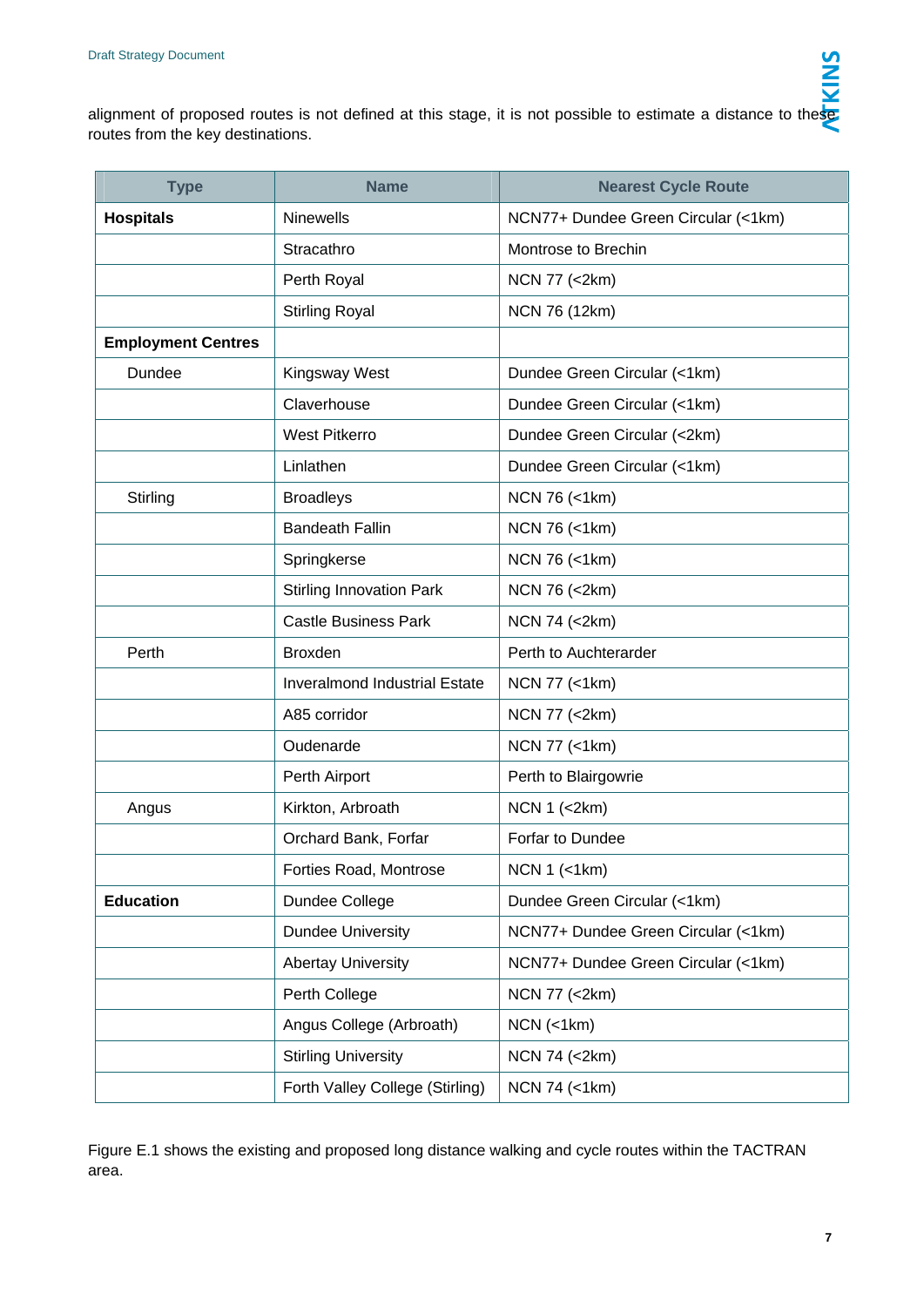alignment of proposed routes is not defined at this stage, it is not possible to estimate a distance to these routes from the key destinations.

| Type | Name | Nearest Cycle Route |
|---|---|---|
| **Hospitals** | Ninewells | NCN77+ Dundee Green Circular (<1km) |
| | Stracathro | Montrose to Brechin |
| | Perth Royal | NCN 77 (<2km) |
| | Stirling Royal | NCN 76 (12km) |
| **Employment Centres** | | |
| Dundee | Kingsway West | Dundee Green Circular (<1km) |
| | Claverhouse | Dundee Green Circular (<1km) |
| | West Pitkerro | Dundee Green Circular (<2km) |
| | Linlathen | Dundee Green Circular (<1km) |
| Stirling | Broadleys | NCN 76 (<1km) |
| | Bandeath Fallin | NCN 76 (<1km) |
| | Springkerse | NCN 76 (<1km) |
| | Stirling Innovation Park | NCN 76 (<2km) |
| | Castle Business Park | NCN 74 (<2km) |
| Perth | Broxden | Perth to Auchterarder |
| | Inveralmond Industrial Estate | NCN 77 (<1km) |
| | A85 corridor | NCN 77 (<2km) |
| | Oudenarde | NCN 77 (<1km) |
| | Perth Airport | Perth to Blairgowrie |
| Angus | Kirkton, Arbroath | NCN 1 (<2km) |
| | Orchard Bank, Forfar | Forfar to Dundee |
| | Forties Road, Montrose | NCN 1 (<1km) |
| **Education** | Dundee College | Dundee Green Circular (<1km) |
| | Dundee University | NCN77+ Dundee Green Circular (<1km) |
| | Abertay University | NCN77+ Dundee Green Circular (<1km) |
| | Perth College | NCN 77 (<2km) |
| | Angus College (Arbroath) | NCN (<1km) |
| | Stirling University | NCN 74 (<2km) |
| | Forth Valley College (Stirling) | NCN 74 (<1km) |

Figure E.1 shows the existing and proposed long distance walking and cycle routes within the TACTRAN area.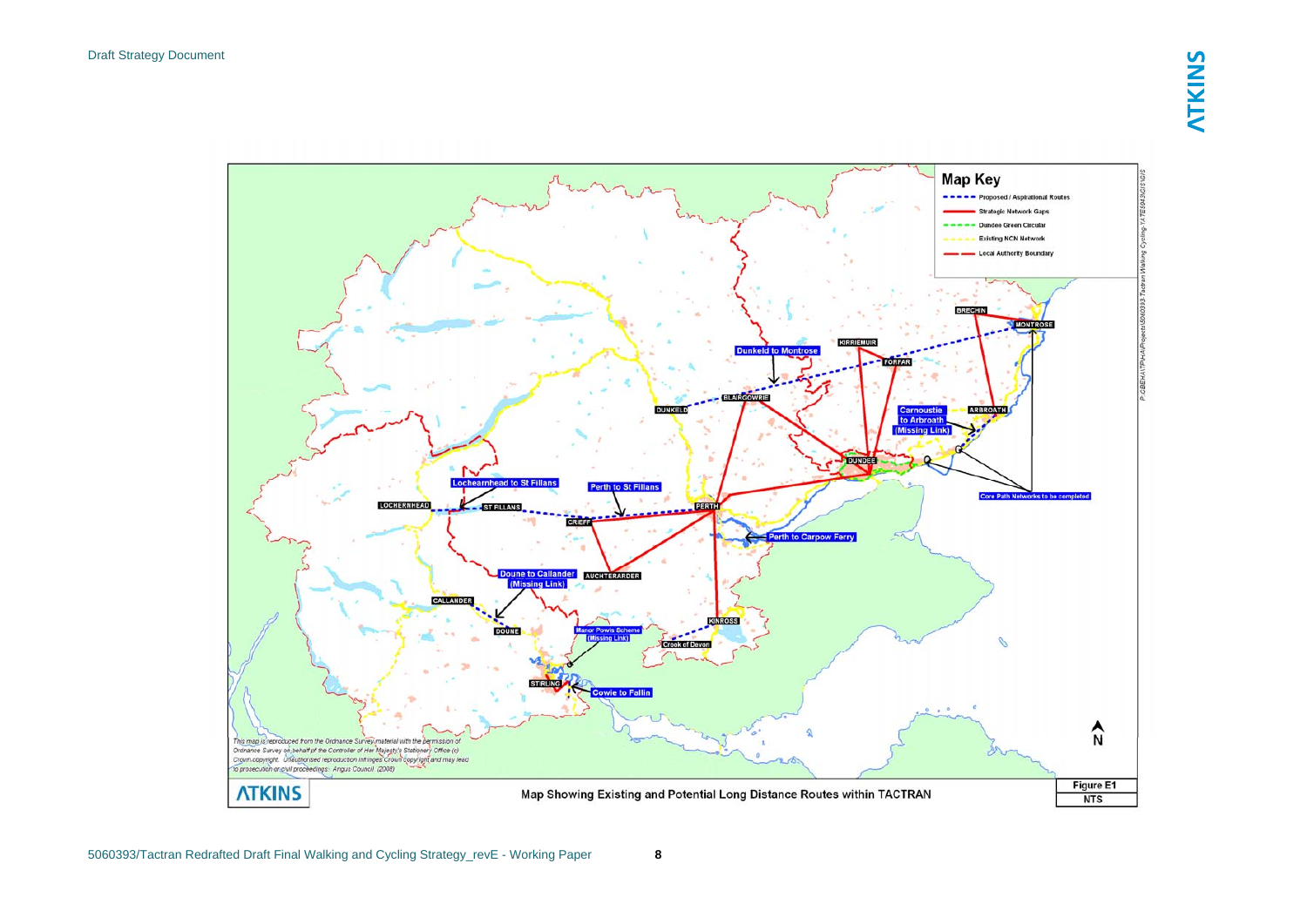Map Key

Proposed / Aspirational Routes

Strategic Network Gaps

Dundee Green Circular

Existing NCN Network

Local Authority Boundary

BRECHIN

MONTROSE

KIRRIEMUIR

Dunkeld to Montrose

FORFAR

BLAIRGOWRIE

DUNKELD

Carnoustie to Arbroath (Missing Link)

ARBROATH

DUNDEE

Core Path Networks to be completed

Lochearnhead to St Fillans

Perth to St Fillans

LOCHEARNHEAD

ST FILLANS

PERTH

CRIEFF

Perth to Carpow Ferry

Doune to Callander (Missing Link)

AUCHTERARDER

CALLANDER

KINROSS

DOUNE

Manor Powis Scheme (Missing Link)

Crook of Devon

STIRLING

Cowie to Fallin

N

This map is reproduced from the Ordnance Survey material with the permission of Ordnance Survey on behalf of the Controller of Her Majesty's Stationery Office (c) Crown copyright. Unauthorised reproduction infringes Crown copyright and may lead to prosecution or civil proceedings. Angus Council (2008)

P:\GBEHA\TPHA\Projects\5060393 Tactran Walking Cycling\ATE\5060393\GIS\GIS

ATKINS

Map Showing Existing and Potential Long Distance Routes within TACTRAN

Figure E1

NTS